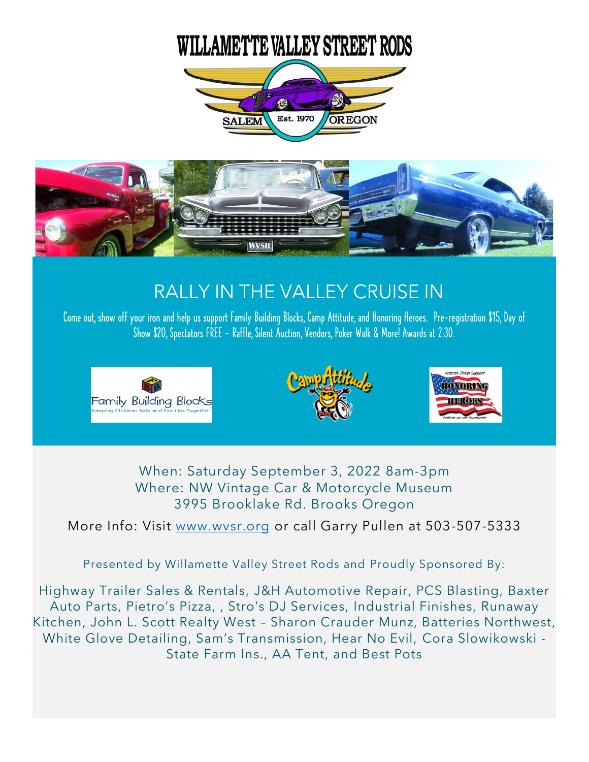# WILLAMETTE VALLEY STREET RODS

SALEM Est. 1970 OREGON

## RALLY IN THE VALLEY CRUISE IN

Come out, show off your iron and help us support Family Building Blocks, Camp Attitude, and Honoring Heroes. Pre-registration $15, Day of Show $20, Spectators FREE - Raffle, Silent Auction, Vendors, Poker Walk & More! Awards at 2:30.

Family Building Blocks – Keeping Children Safe and Families Together

Camp Attitude

Veteran-Troop Support – Honoring Heroes – Follow us on Facebook

When: Saturday September 3, 2022 8am-3pm
Where: NW Vintage Car & Motorcycle Museum
3995 Brooklake Rd. Brooks Oregon

More Info: Visit [www.wvsr.org](http://www.wvsr.org) or call Garry Pullen at 503-507-5333

Presented by Willamette Valley Street Rods and Proudly Sponsored By:

Highway Trailer Sales & Rentals, J&H Automotive Repair, PCS Blasting, Baxter Auto Parts, Pietro's Pizza, , Stro's DJ Services, Industrial Finishes, Runaway Kitchen, John L. Scott Realty West – Sharon Crauder Munz, Batteries Northwest, White Glove Detailing, Sam's Transmission, Hear No Evil, Cora Slowikowski - State Farm Ins., AA Tent, and Best Pots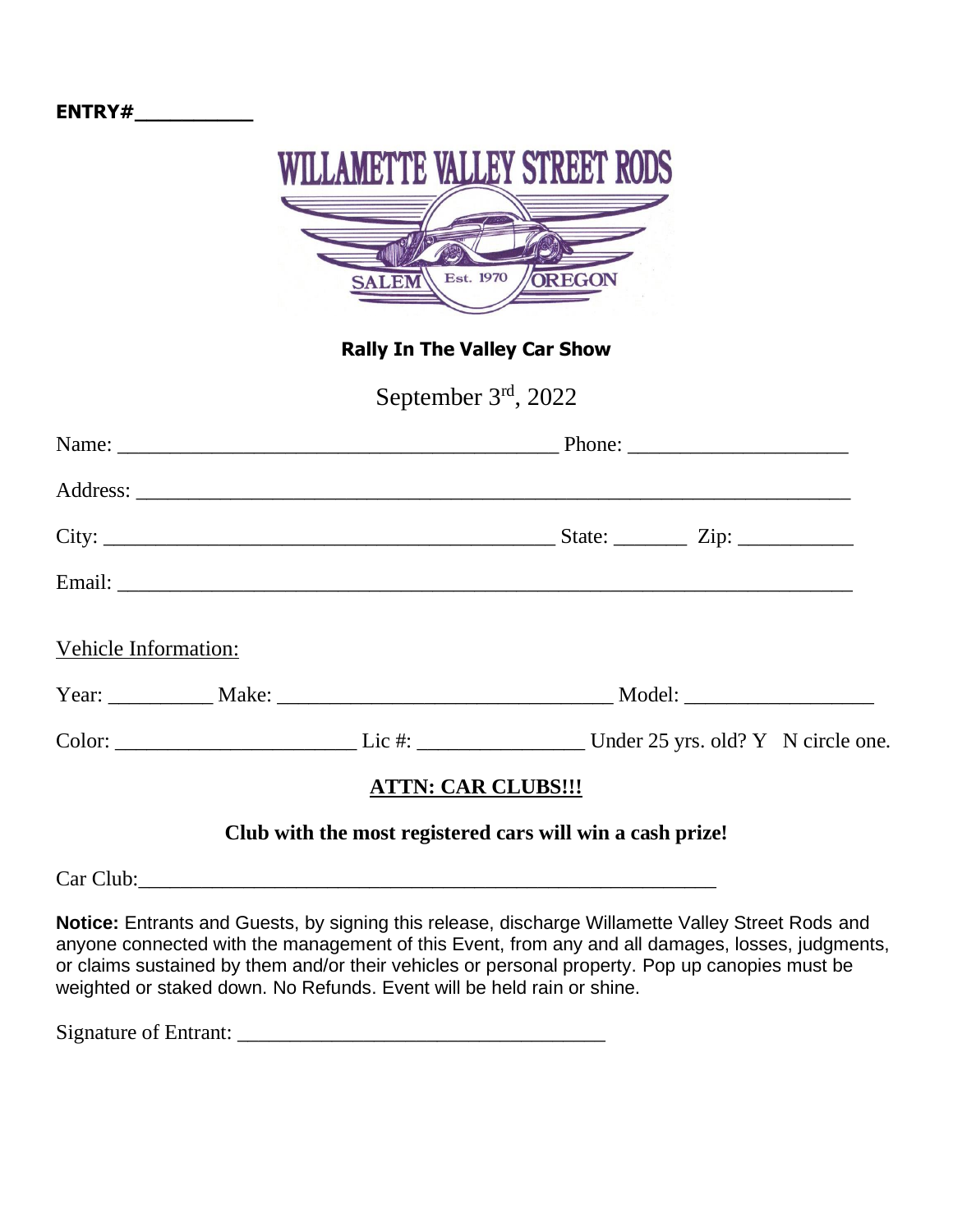**ENTRY#\_\_\_\_\_\_\_\_\_\_**

WILLAMETTE VALLEY STREET RODS

SALEM Est. 1970 OREGON

**Rally In The Valley Car Show**

September 3rd, 2022

Name: \_\_\_\_\_\_\_\_\_\_\_\_\_\_\_\_\_\_\_\_\_\_\_\_\_\_\_\_\_\_\_\_\_\_\_\_\_\_\_\_\_\_ Phone: \_\_\_\_\_\_\_\_\_\_\_\_\_\_\_\_\_\_\_\_\_

Address: \_\_\_\_\_\_\_\_\_\_\_\_\_\_\_\_\_\_\_\_\_\_\_\_\_\_\_\_\_\_\_\_\_\_\_\_\_\_\_\_\_\_\_\_\_\_\_\_\_\_\_\_\_\_\_\_\_\_\_\_\_\_\_\_\_\_\_\_

City: \_\_\_\_\_\_\_\_\_\_\_\_\_\_\_\_\_\_\_\_\_\_\_\_\_\_\_\_\_\_\_\_\_\_\_\_\_\_\_\_\_\_\_\_ State: \_\_\_\_\_\_\_ Zip: \_\_\_\_\_\_\_\_\_\_\_

Email: \_\_\_\_\_\_\_\_\_\_\_\_\_\_\_\_\_\_\_\_\_\_\_\_\_\_\_\_\_\_\_\_\_\_\_\_\_\_\_\_\_\_\_\_\_\_\_\_\_\_\_\_\_\_\_\_\_\_\_\_\_\_\_\_\_\_\_\_\_\_

Vehicle Information:

Year: \_\_\_\_\_\_\_\_\_\_ Make: \_\_\_\_\_\_\_\_\_\_\_\_\_\_\_\_\_\_\_\_\_\_\_\_\_\_\_\_\_\_\_\_\_ Model: \_\_\_\_\_\_\_\_\_\_\_\_\_\_\_\_\_\_

Color: \_\_\_\_\_\_\_\_\_\_\_\_\_\_\_\_\_\_\_\_\_\_\_\_ Lic #: \_\_\_\_\_\_\_\_\_\_\_\_\_\_\_\_ Under 25 yrs. old? Y N circle one.

**ATTN: CAR CLUBS!!!**

**Club with the most registered cars will win a cash prize!**

Car Club:\_\_\_\_\_\_\_\_\_\_\_\_\_\_\_\_\_\_\_\_\_\_\_\_\_\_\_\_\_\_\_\_\_\_\_\_\_\_\_\_\_\_\_\_\_\_\_\_\_\_\_\_\_\_\_\_\_\_

**Notice:** Entrants and Guests, by signing this release, discharge Willamette Valley Street Rods and anyone connected with the management of this Event, from any and all damages, losses, judgments, or claims sustained by them and/or their vehicles or personal property. Pop up canopies must be weighted or staked down. No Refunds. Event will be held rain or shine.

Signature of Entrant: \_\_\_\_\_\_\_\_\_\_\_\_\_\_\_\_\_\_\_\_\_\_\_\_\_\_\_\_\_\_\_\_\_\_\_\_